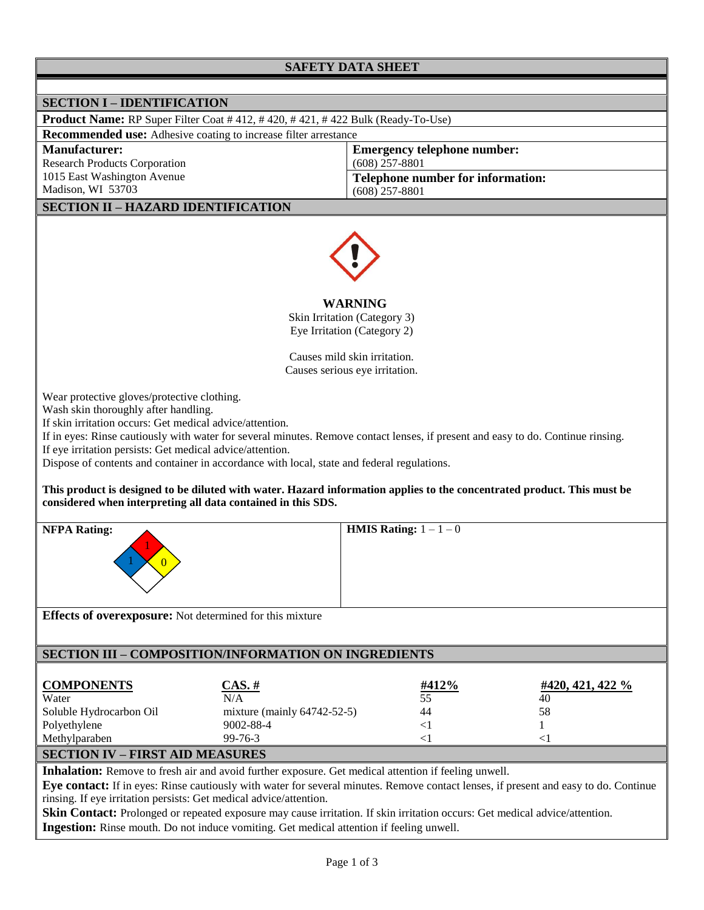# SAFETY DATA SHEET

## SECTION I – IDENTIFICATION

**Product Name:** RP Super Filter Coat # 412, # 420, # 421, # 422 Bulk (Ready-To-Use)

**Recommended use:** Adhesive coating to increase filter arrestance

**Manufacturer:**
Research Products Corporation
1015 East Washington Avenue
Madison, WI 53703

**Emergency telephone number:**
(608) 257-8801

**Telephone number for information:**
(608) 257-8801

## SECTION II – HAZARD IDENTIFICATION

**WARNING**

Skin Irritation (Category 3)
Eye Irritation (Category 2)

Causes mild skin irritation.
Causes serious eye irritation.

Wear protective gloves/protective clothing.
Wash skin thoroughly after handling.
If skin irritation occurs: Get medical advice/attention.
If in eyes: Rinse cautiously with water for several minutes. Remove contact lenses, if present and easy to do. Continue rinsing.
If eye irritation persists: Get medical advice/attention.
Dispose of contents and container in accordance with local, state and federal regulations.

**This product is designed to be diluted with water. Hazard information applies to the concentrated product. This must be considered when interpreting all data contained in this SDS.**

**NFPA Rating:** Health 1, Flammability 1, Instability 0

**HMIS Rating:** 1 – 1 – 0

**Effects of overexposure:** Not determined for this mixture

## SECTION III – COMPOSITION/INFORMATION ON INGREDIENTS

| COMPONENTS | CAS. # | #412% | #420, 421, 422 % |
|---|---|---|---|
| Water | N/A | 55 | 40 |
| Soluble Hydrocarbon Oil | mixture (mainly 64742-52-5) | 44 | 58 |
| Polyethylene | 9002-88-4 | <1 | 1 |
| Methylparaben | 99-76-3 | <1 | <1 |

## SECTION IV – FIRST AID MEASURES

**Inhalation:** Remove to fresh air and avoid further exposure. Get medical attention if feeling unwell.

**Eye contact:** If in eyes: Rinse cautiously with water for several minutes. Remove contact lenses, if present and easy to do. Continue rinsing. If eye irritation persists: Get medical advice/attention.

**Skin Contact:** Prolonged or repeated exposure may cause irritation. If skin irritation occurs: Get medical advice/attention.

**Ingestion:** Rinse mouth. Do not induce vomiting. Get medical attention if feeling unwell.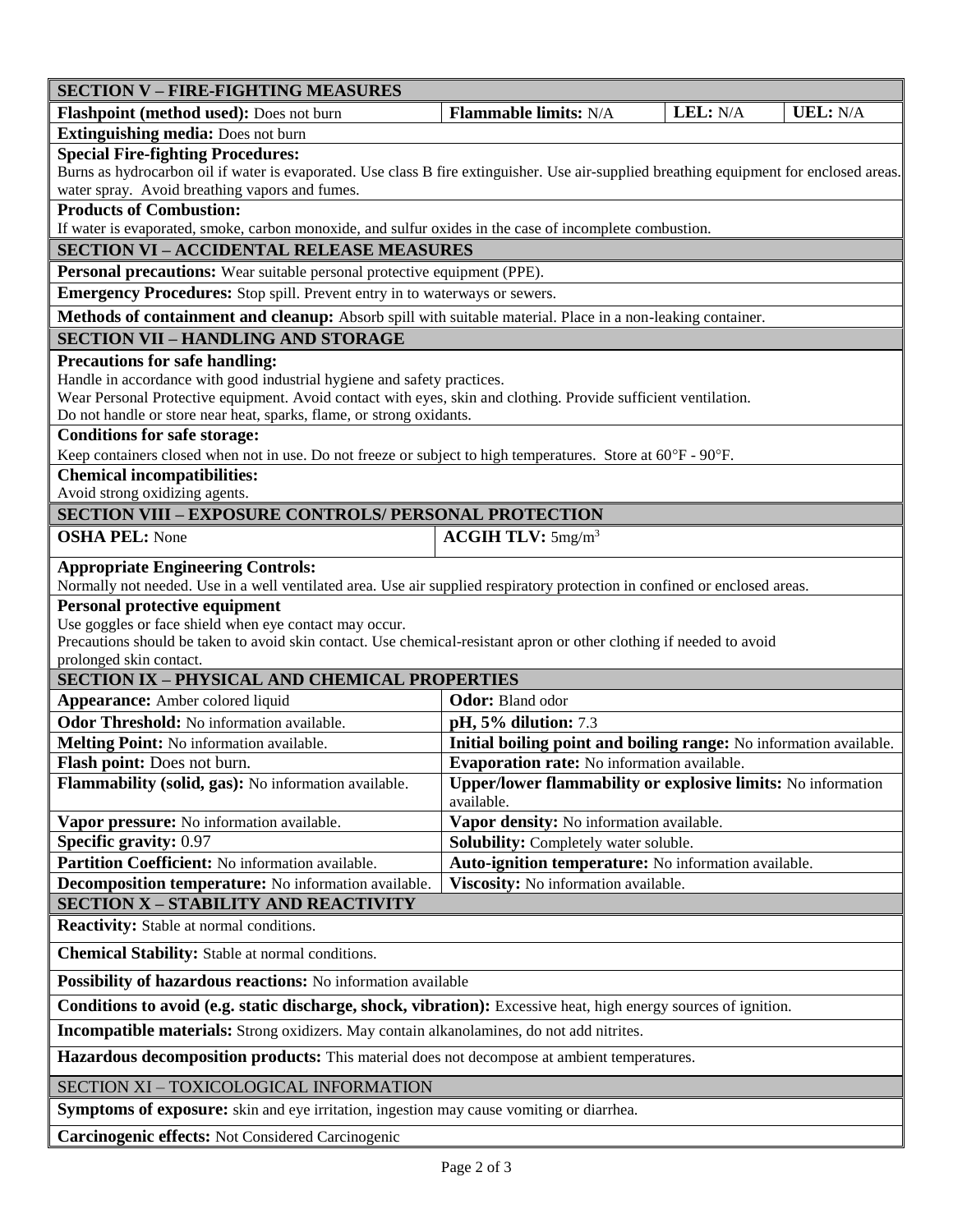## SECTION V – FIRE-FIGHTING MEASURES

| | | | |
|---|---|---|---|
| **Flashpoint (method used):** Does not burn | **Flammable limits:** N/A | **LEL:** N/A | **UEL:** N/A |

**Extinguishing media:** Does not burn

**Special Fire-fighting Procedures:**
Burns as hydrocarbon oil if water is evaporated. Use class B fire extinguisher. Use air-supplied breathing equipment for enclosed areas. water spray. Avoid breathing vapors and fumes.

**Products of Combustion:**
If water is evaporated, smoke, carbon monoxide, and sulfur oxides in the case of incomplete combustion.

## SECTION VI – ACCIDENTAL RELEASE MEASURES

**Personal precautions:** Wear suitable personal protective equipment (PPE).

**Emergency Procedures:** Stop spill. Prevent entry in to waterways or sewers.

**Methods of containment and cleanup:** Absorb spill with suitable material. Place in a non-leaking container.

## SECTION VII – HANDLING AND STORAGE

**Precautions for safe handling:**
Handle in accordance with good industrial hygiene and safety practices.
Wear Personal Protective equipment. Avoid contact with eyes, skin and clothing. Provide sufficient ventilation.
Do not handle or store near heat, sparks, flame, or strong oxidants.

**Conditions for safe storage:**
Keep containers closed when not in use. Do not freeze or subject to high temperatures. Store at 60°F - 90°F.

**Chemical incompatibilities:**
Avoid strong oxidizing agents.

## SECTION VIII – EXPOSURE CONTROLS/ PERSONAL PROTECTION

| | |
|---|---|
| **OSHA PEL:** None | **ACGIH TLV:** 5mg/m$^3$ |

**Appropriate Engineering Controls:**
Normally not needed. Use in a well ventilated area. Use air supplied respiratory protection in confined or enclosed areas.

**Personal protective equipment**
Use goggles or face shield when eye contact may occur.
Precautions should be taken to avoid skin contact. Use chemical-resistant apron or other clothing if needed to avoid prolonged skin contact.

## SECTION IX – PHYSICAL AND CHEMICAL PROPERTIES

| | |
|---|---|
| **Appearance:** Amber colored liquid | **Odor:** Bland odor |
| **Odor Threshold:** No information available. | **pH, 5% dilution:** 7.3 |
| **Melting Point:** No information available. | **Initial boiling point and boiling range:** No information available. |
| **Flash point:** Does not burn. | **Evaporation rate:** No information available. |
| **Flammability (solid, gas):** No information available. | **Upper/lower flammability or explosive limits:** No information available. |
| **Vapor pressure:** No information available. | **Vapor density:** No information available. |
| **Specific gravity:** 0.97 | **Solubility:** Completely water soluble. |
| **Partition Coefficient:** No information available. | **Auto-ignition temperature:** No information available. |
| **Decomposition temperature:** No information available. | **Viscosity:** No information available. |

## SECTION X – STABILITY AND REACTIVITY

**Reactivity:** Stable at normal conditions.

**Chemical Stability:** Stable at normal conditions.

**Possibility of hazardous reactions:** No information available

**Conditions to avoid (e.g. static discharge, shock, vibration):** Excessive heat, high energy sources of ignition.

**Incompatible materials:** Strong oxidizers. May contain alkanolamines, do not add nitrites.

**Hazardous decomposition products:** This material does not decompose at ambient temperatures.

## SECTION XI – TOXICOLOGICAL INFORMATION

**Symptoms of exposure:** skin and eye irritation, ingestion may cause vomiting or diarrhea.

**Carcinogenic effects:** Not Considered Carcinogenic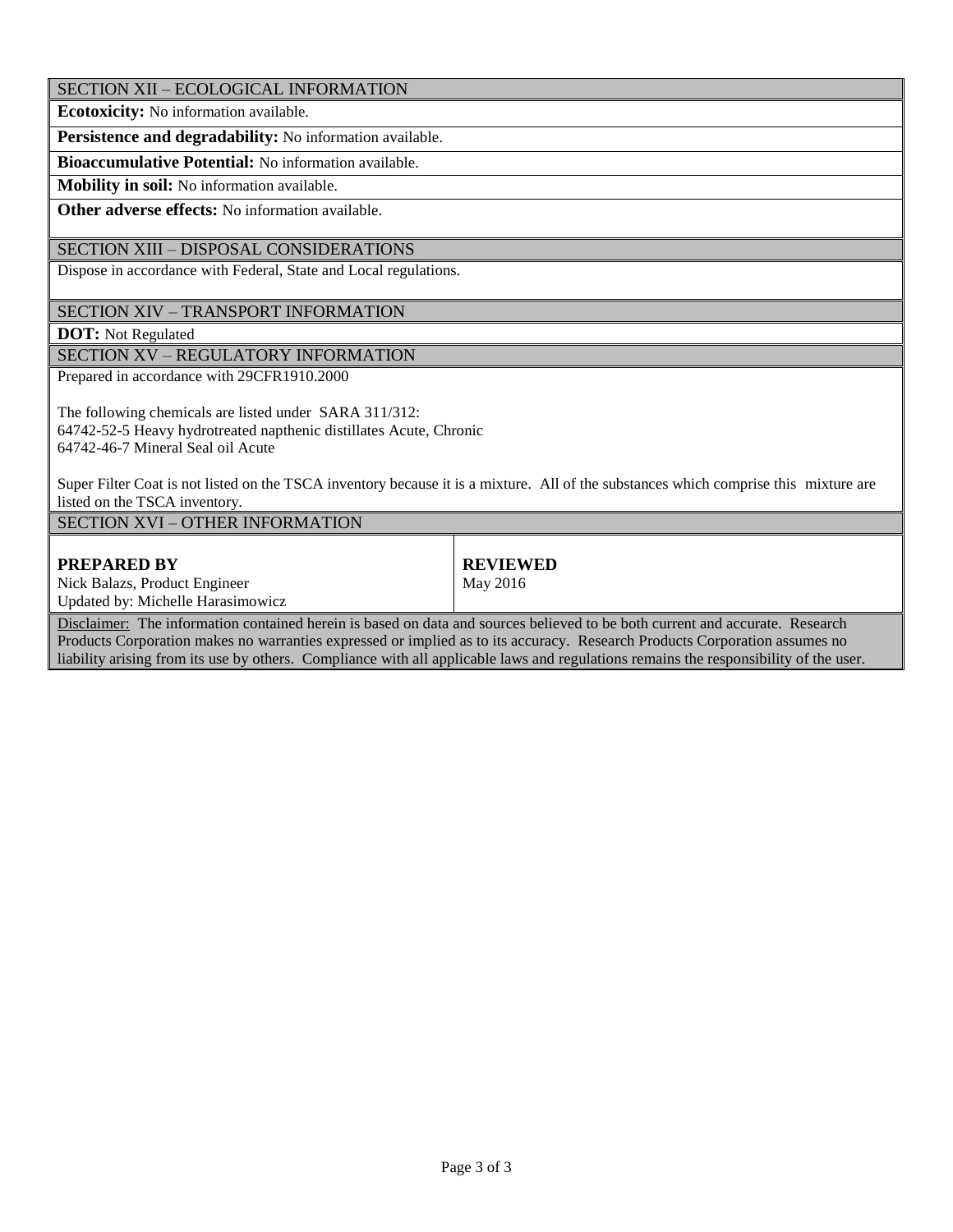## SECTION XII – ECOLOGICAL INFORMATION

**Ecotoxicity:** No information available.

**Persistence and degradability:** No information available.

**Bioaccumulative Potential:** No information available.

**Mobility in soil:** No information available.

**Other adverse effects:** No information available.

## SECTION XIII – DISPOSAL CONSIDERATIONS

Dispose in accordance with Federal, State and Local regulations.

## SECTION XIV – TRANSPORT INFORMATION

**DOT:** Not Regulated

## SECTION XV – REGULATORY INFORMATION

Prepared in accordance with 29CFR1910.2000

The following chemicals are listed under SARA 311/312:
64742-52-5 Heavy hydrotreated napthenic distillates Acute, Chronic
64742-46-7 Mineral Seal oil Acute

Super Filter Coat is not listed on the TSCA inventory because it is a mixture. All of the substances which comprise this mixture are listed on the TSCA inventory.

## SECTION XVI – OTHER INFORMATION

| | |
|---|---|
| **PREPARED BY**<br>Nick Balazs, Product Engineer<br>Updated by: Michelle Harasimowicz | **REVIEWED**<br>May 2016 |

Disclaimer: The information contained herein is based on data and sources believed to be both current and accurate. Research Products Corporation makes no warranties expressed or implied as to its accuracy. Research Products Corporation assumes no liability arising from its use by others. Compliance with all applicable laws and regulations remains the responsibility of the user.